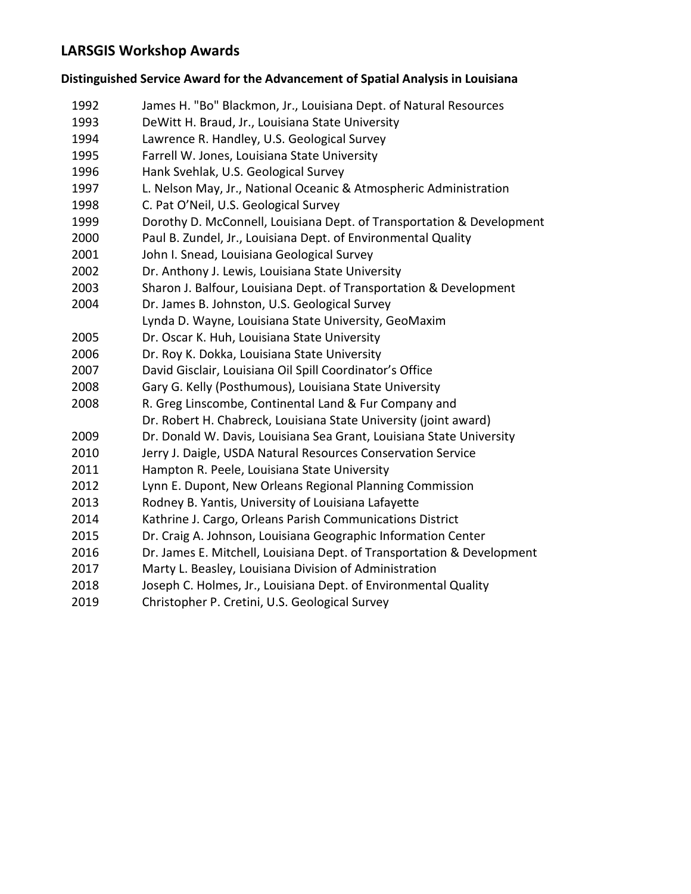# LARSGIS Workshop Awards

## Distinguished Service Award for the Advancement of Spatial Analysis in Louisiana

| Year | Recipient |
|---|---|
| 1992 | James H. "Bo" Blackmon, Jr., Louisiana Dept. of Natural Resources |
| 1993 | DeWitt H. Braud, Jr., Louisiana State University |
| 1994 | Lawrence R. Handley, U.S. Geological Survey |
| 1995 | Farrell W. Jones, Louisiana State University |
| 1996 | Hank Svehlak, U.S. Geological Survey |
| 1997 | L. Nelson May, Jr., National Oceanic & Atmospheric Administration |
| 1998 | C. Pat O'Neil, U.S. Geological Survey |
| 1999 | Dorothy D. McConnell, Louisiana Dept. of Transportation & Development |
| 2000 | Paul B. Zundel, Jr., Louisiana Dept. of Environmental Quality |
| 2001 | John I. Snead, Louisiana Geological Survey |
| 2002 | Dr. Anthony J. Lewis, Louisiana State University |
| 2003 | Sharon J. Balfour, Louisiana Dept. of Transportation & Development |
| 2004 | Dr. James B. Johnston, U.S. Geological Survey |
| | Lynda D. Wayne, Louisiana State University, GeoMaxim |
| 2005 | Dr. Oscar K. Huh, Louisiana State University |
| 2006 | Dr. Roy K. Dokka, Louisiana State University |
| 2007 | David Gisclair, Louisiana Oil Spill Coordinator's Office |
| 2008 | Gary G. Kelly (Posthumous), Louisiana State University |
| 2008 | R. Greg Linscombe, Continental Land & Fur Company and |
| | Dr. Robert H. Chabreck, Louisiana State University (joint award) |
| 2009 | Dr. Donald W. Davis, Louisiana Sea Grant, Louisiana State University |
| 2010 | Jerry J. Daigle, USDA Natural Resources Conservation Service |
| 2011 | Hampton R. Peele, Louisiana State University |
| 2012 | Lynn E. Dupont, New Orleans Regional Planning Commission |
| 2013 | Rodney B. Yantis, University of Louisiana Lafayette |
| 2014 | Kathrine J. Cargo, Orleans Parish Communications District |
| 2015 | Dr. Craig A. Johnson, Louisiana Geographic Information Center |
| 2016 | Dr. James E. Mitchell, Louisiana Dept. of Transportation & Development |
| 2017 | Marty L. Beasley, Louisiana Division of Administration |
| 2018 | Joseph C. Holmes, Jr., Louisiana Dept. of Environmental Quality |
| 2019 | Christopher P. Cretini, U.S. Geological Survey |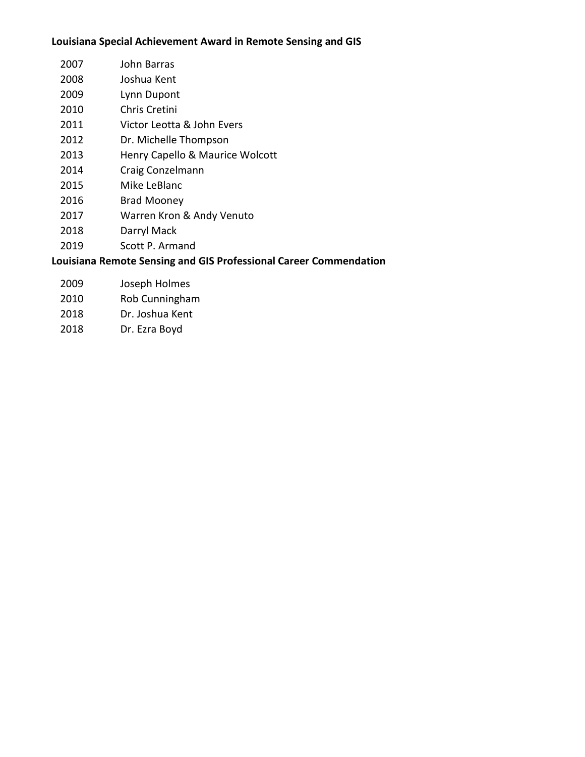**Louisiana Special Achievement Award in Remote Sensing and GIS**

| | |
|---|---|
| 2007 | John Barras |
| 2008 | Joshua Kent |
| 2009 | Lynn Dupont |
| 2010 | Chris Cretini |
| 2011 | Victor Leotta & John Evers |
| 2012 | Dr. Michelle Thompson |
| 2013 | Henry Capello & Maurice Wolcott |
| 2014 | Craig Conzelmann |
| 2015 | Mike LeBlanc |
| 2016 | Brad Mooney |
| 2017 | Warren Kron & Andy Venuto |
| 2018 | Darryl Mack |
| 2019 | Scott P. Armand |

**Louisiana Remote Sensing and GIS Professional Career Commendation**

| | |
|---|---|
| 2009 | Joseph Holmes |
| 2010 | Rob Cunningham |
| 2018 | Dr. Joshua Kent |
| 2018 | Dr. Ezra Boyd |